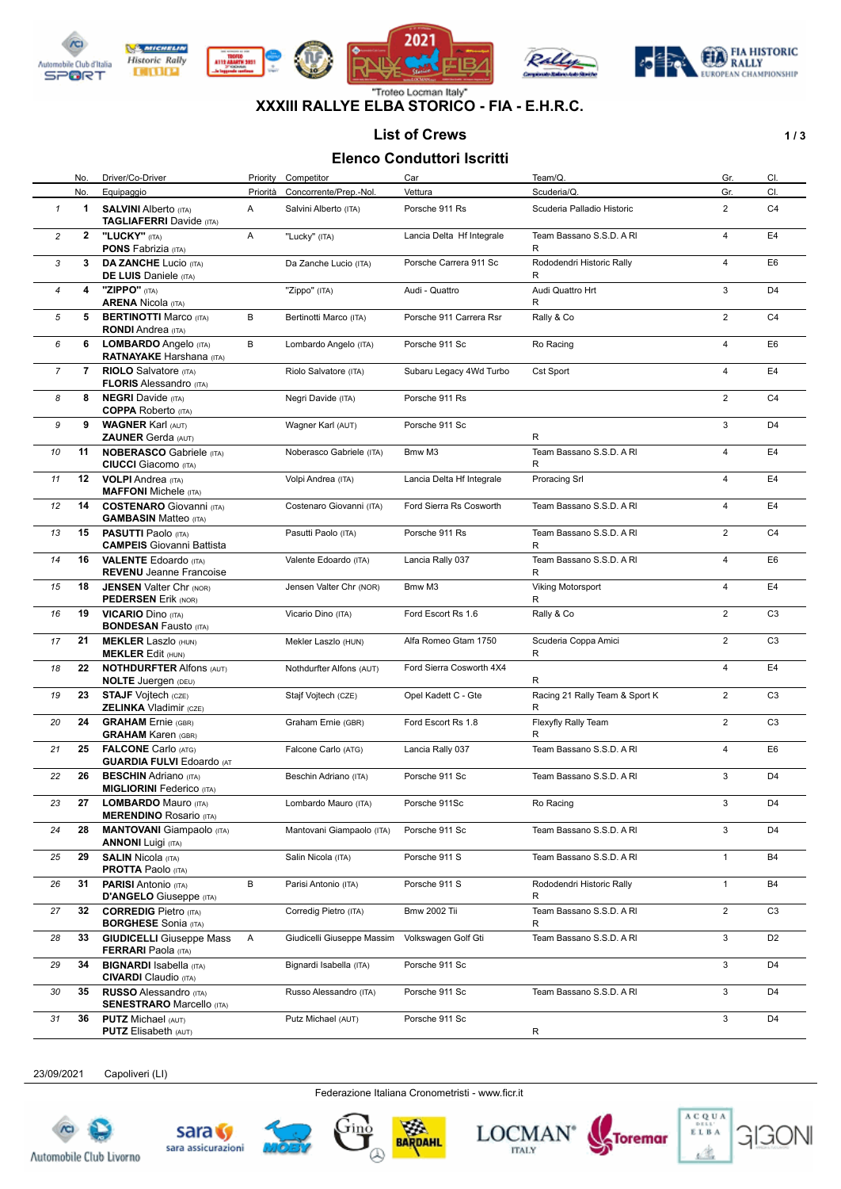"Trofeo Locman Italy"

# XXXIII RALLYE ELBA STORICO - FIA - E.H.R.C.

## List of Crews

## Elenco Conduttori Iscritti

| | No. | Driver/Co-Driver | Priority | Competitor | Car | Team/Q. | Gr. | Cl. |
|---|---|---|---|---|---|---|---|---|
| | No. | Equipaggio | Priorità | Concorrente/Prep.-Nol. | Vettura | Scuderia/Q. | Gr. | Cl. |
| 1 | 1 | **SALVINI** Alberto (ITA)<br>**TAGLIAFERRI** Davide (ITA) | A | Salvini Alberto (ITA) | Porsche 911 Rs | Scuderia Palladio Historic | 2 | C4 |
| 2 | 2 | **"LUCKY"** (ITA)<br>**PONS** Fabrizia (ITA) | A | "Lucky" (ITA) | Lancia Delta Hf Integrale | Team Bassano S.S.D. A Rl<br>R | 4 | E4 |
| 3 | 3 | **DA ZANCHE** Lucio (ITA)<br>**DE LUIS** Daniele (ITA) | | Da Zanche Lucio (ITA) | Porsche Carrera 911 Sc | Rododendri Historic Rally<br>R | 4 | E6 |
| 4 | 4 | **"ZIPPO"** (ITA)<br>**ARENA** Nicola (ITA) | | "Zippo" (ITA) | Audi - Quattro | Audi Quattro Hrt<br>R | 3 | D4 |
| 5 | 5 | **BERTINOTTI** Marco (ITA)<br>**RONDI** Andrea (ITA) | B | Bertinotti Marco (ITA) | Porsche 911 Carrera Rsr | Rally & Co | 2 | C4 |
| 6 | 6 | **LOMBARDO** Angelo (ITA)<br>**RATNAYAKE** Harshana (ITA) | B | Lombardo Angelo (ITA) | Porsche 911 Sc | Ro Racing | 4 | E6 |
| 7 | 7 | **RIOLO** Salvatore (ITA)<br>**FLORIS** Alessandro (ITA) | | Riolo Salvatore (ITA) | Subaru Legacy 4Wd Turbo | Cst Sport | 4 | E4 |
| 8 | 8 | **NEGRI** Davide (ITA)<br>**COPPA** Roberto (ITA) | | Negri Davide (ITA) | Porsche 911 Rs | | 2 | C4 |
| 9 | 9 | **WAGNER** Karl (AUT)<br>**ZAUNER** Gerda (AUT) | | Wagner Karl (AUT) | Porsche 911 Sc | R | 3 | D4 |
| 10 | 11 | **NOBERASCO** Gabriele (ITA)<br>**CIUCCI** Giacomo (ITA) | | Noberasco Gabriele (ITA) | Bmw M3 | Team Bassano S.S.D. A Rl<br>R | 4 | E4 |
| 11 | 12 | **VOLPI** Andrea (ITA)<br>**MAFFONI** Michele (ITA) | | Volpi Andrea (ITA) | Lancia Delta Hf Integrale | Proracing Srl | 4 | E4 |
| 12 | 14 | **COSTENARO** Giovanni (ITA)<br>**GAMBASIN** Matteo (ITA) | | Costenaro Giovanni (ITA) | Ford Sierra Rs Cosworth | Team Bassano S.S.D. A Rl | 4 | E4 |
| 13 | 15 | **PASUTTI** Paolo (ITA)<br>**CAMPEIS** Giovanni Battista | | Pasutti Paolo (ITA) | Porsche 911 Rs | Team Bassano S.S.D. A Rl<br>R | 2 | C4 |
| 14 | 16 | **VALENTE** Edoardo (ITA)<br>**REVENU** Jeanne Francoise | | Valente Edoardo (ITA) | Lancia Rally 037 | Team Bassano S.S.D. A Rl<br>R | 4 | E6 |
| 15 | 18 | **JENSEN** Valter Chr (NOR)<br>**PEDERSEN** Erik (NOR) | | Jensen Valter Chr (NOR) | Bmw M3 | Viking Motorsport<br>R | 4 | E4 |
| 16 | 19 | **VICARIO** Dino (ITA)<br>**BONDESAN** Fausto (ITA) | | Vicario Dino (ITA) | Ford Escort Rs 1.6 | Rally & Co | 2 | C3 |
| 17 | 21 | **MEKLER** Laszlo (HUN)<br>**MEKLER** Edit (HUN) | | Mekler Laszlo (HUN) | Alfa Romeo Gtam 1750 | Scuderia Coppa Amici<br>R | 2 | C3 |
| 18 | 22 | **NOTHDURFTER** Alfons (AUT)<br>**NOLTE** Juergen (DEU) | | Nothdurfter Alfons (AUT) | Ford Sierra Cosworth 4X4 | R | 4 | E4 |
| 19 | 23 | **STAJF** Vojtech (CZE)<br>**ZELINKA** Vladimir (CZE) | | Stajf Vojtech (CZE) | Opel Kadett C - Gte | Racing 21 Rally Team & Sport K<br>R | 2 | C3 |
| 20 | 24 | **GRAHAM** Ernie (GBR)<br>**GRAHAM** Karen (GBR) | | Graham Ernie (GBR) | Ford Escort Rs 1.8 | Flexyfly Rally Team<br>R | 2 | C3 |
| 21 | 25 | **FALCONE** Carlo (ATG)<br>**GUARDIA FULVI** Edoardo (AT | | Falcone Carlo (ATG) | Lancia Rally 037 | Team Bassano S.S.D. A Rl | 4 | E6 |
| 22 | 26 | **BESCHIN** Adriano (ITA)<br>**MIGLIORINI** Federico (ITA) | | Beschin Adriano (ITA) | Porsche 911 Sc | Team Bassano S.S.D. A Rl | 3 | D4 |
| 23 | 27 | **LOMBARDO** Mauro (ITA)<br>**MERENDINO** Rosario (ITA) | | Lombardo Mauro (ITA) | Porsche 911Sc | Ro Racing | 3 | D4 |
| 24 | 28 | **MANTOVANI** Giampaolo (ITA)<br>**ANNONI** Luigi (ITA) | | Mantovani Giampaolo (ITA) | Porsche 911 Sc | Team Bassano S.S.D. A Rl | 3 | D4 |
| 25 | 29 | **SALIN** Nicola (ITA)<br>**PROTTA** Paolo (ITA) | | Salin Nicola (ITA) | Porsche 911 S | Team Bassano S.S.D. A Rl | 1 | B4 |
| 26 | 31 | **PARISI** Antonio (ITA)<br>**D'ANGELO** Giuseppe (ITA) | B | Parisi Antonio (ITA) | Porsche 911 S | Rododendri Historic Rally<br>R | 1 | B4 |
| 27 | 32 | **CORREDIG** Pietro (ITA)<br>**BORGHESE** Sonia (ITA) | | Corredig Pietro (ITA) | Bmw 2002 Tii | Team Bassano S.S.D. A Rl<br>R | 2 | C3 |
| 28 | 33 | **GIUDICELLI** Giuseppe Mass<br>**FERRARI** Paola (ITA) | A | Giudicelli Giuseppe Massim | Volkswagen Golf Gti | Team Bassano S.S.D. A Rl | 3 | D2 |
| 29 | 34 | **BIGNARDI** Isabella (ITA)<br>**CIVARDI** Claudio (ITA) | | Bignardi Isabella (ITA) | Porsche 911 Sc | | 3 | D4 |
| 30 | 35 | **RUSSO** Alessandro (ITA)<br>**SENESTRARO** Marcello (ITA) | | Russo Alessandro (ITA) | Porsche 911 Sc | Team Bassano S.S.D. A Rl | 3 | D4 |
| 31 | 36 | **PUTZ** Michael (AUT)<br>**PUTZ** Elisabeth (AUT) | | Putz Michael (AUT) | Porsche 911 Sc | R | 3 | D4 |

23/09/2021 Capoliveri (LI)

Federazione Italiana Cronometristi - www.ficr.it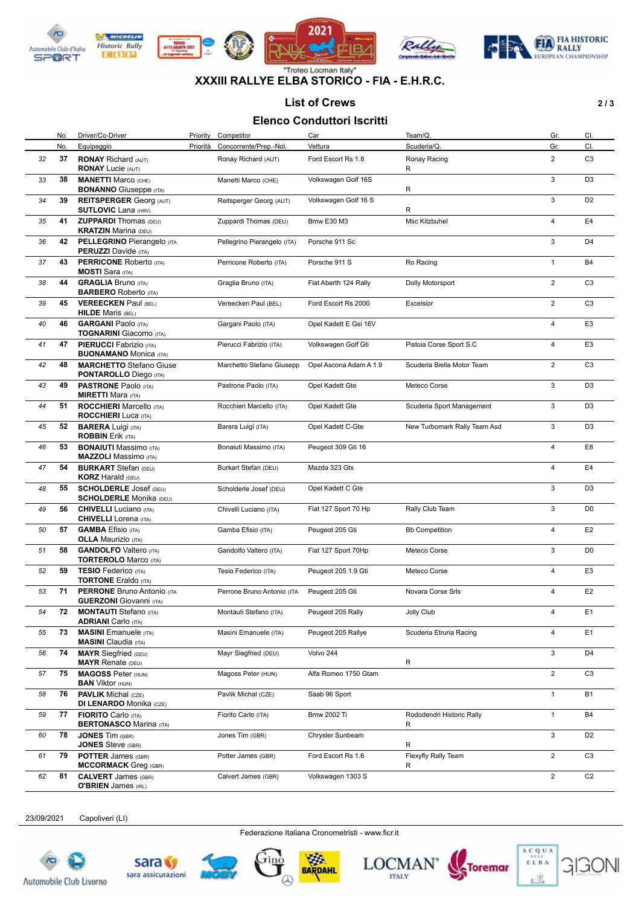"Trofeo Locman Italy"

# XXXIII RALLYE ELBA STORICO - FIA - E.H.R.C.

## List of Crews

## Elenco Conduttori Iscritti

| | No. / No. | Driver/Co-Driver / Equipaggio | Priority / Priorità | Competitor / Concorrente/Prep.-Nol. | Car / Vettura | Team/Q. / Scuderia/Q. | Gr. / Gr. | Cl. / Cl. |
|---|---|---|---|---|---|---|---|---|
| 32 | 37 | **RONAY** Richard (AUT)<br>**RONAY** Lucie (AUT) | | Ronay Richard (AUT) | Ford Escort Rs 1.8 | Ronay Racing<br>R | 2 | C3 |
| 33 | 38 | **MANETTI** Marco (CHE)<br>**BONANNO** Giuseppe (ITA) | | Manetti Marco (CHE) | Volkswagen Golf 16S | R | 3 | D3 |
| 34 | 39 | **REITSPERGER** Georg (AUT)<br>**SUTLOVIC** Lana (HRV) | | Reitsperger Georg (AUT) | Volkswagen Golf 16 S | R | 3 | D2 |
| 35 | 41 | **ZUPPARDI** Thomas (DEU)<br>**KRATZIN** Marina (DEU) | | Zuppardi Thomas (DEU) | Bmw E30 M3 | Msc Kitzbuhel | 4 | E4 |
| 36 | 42 | **PELLEGRINO** Pierangelo (ITA)<br>**PERUZZI** Davide (ITA) | | Pellegrino Pierangelo (ITA) | Porsche 911 Sc | | 3 | D4 |
| 37 | 43 | **PERRICONE** Roberto (ITA)<br>**MOSTI** Sara (ITA) | | Perricone Roberto (ITA) | Porsche 911 S | Ro Racing | 1 | B4 |
| 38 | 44 | **GRAGLIA** Bruno (ITA)<br>**BARBERO** Roberto (ITA) | | Graglia Bruno (ITA) | Fiat Abarth 124 Rally | Dolly Motorsport | 2 | C3 |
| 39 | 45 | **VEREECKEN** Paul (BEL)<br>**HILDE** Maris (BEL) | | Vereecken Paul (BEL) | Ford Escort Rs 2000 | Excelsior | 2 | C3 |
| 40 | 46 | **GARGANI** Paolo (ITA)<br>**TOGNARINI** Giacomo (ITA) | | Gargani Paolo (ITA) | Opel Kadett E Gsi 16V | | 4 | E3 |
| 41 | 47 | **PIERUCCI** Fabrizio (ITA)<br>**BUONAMANO** Monica (ITA) | | Pierucci Fabrizio (ITA) | Volkswagen Golf Gti | Pistoia Corse Sport S.C | 4 | E3 |
| 42 | 48 | **MARCHETTO** Stefano Giuse<br>**PONTAROLLO** Diego (ITA) | | Marchetto Stefano Giusepp | Opel Ascona Adam A 1.9 | Scuderia Biella Motor Team | 2 | C3 |
| 43 | 49 | **PASTRONE** Paolo (ITA)<br>**MIRETTI** Mara (ITA) | | Pastrone Paolo (ITA) | Opel Kadett Gte | Meteco Corse | 3 | D3 |
| 44 | 51 | **ROCCHIERI** Marcello (ITA)<br>**ROCCHIERI** Luca (ITA) | | Rocchieri Marcello (ITA) | Opel Kadett Gte | Scuderia Sport Management | 3 | D3 |
| 45 | 52 | **BARERA** Luigi (ITA)<br>**ROBBIN** Erik (ITA) | | Barera Luigi (ITA) | Opel Kadett C-Gte | New Turbomark Rally Team Asd | 3 | D3 |
| 46 | 53 | **BONAIUTI** Massimo (ITA)<br>**MAZZOLI** Massimo (ITA) | | Bonaiuti Massimo (ITA) | Peugeot 309 Gti 16 | | 4 | E8 |
| 47 | 54 | **BURKART** Stefan (DEU)<br>**KORZ** Harald (DEU) | | Burkart Stefan (DEU) | Mazda 323 Gtx | | 4 | E4 |
| 48 | 55 | **SCHOLDERLE** Josef (DEU)<br>**SCHOLDERLE** Monika (DEU) | | Scholderle Josef (DEU) | Opel Kadett C Gte | | 3 | D3 |
| 49 | 56 | **CHIVELLI** Luciano (ITA)<br>**CHIVELLI** Lorena (ITA) | | Chivelli Luciano (ITA) | Fiat 127 Sport 70 Hp | Rally Club Team | 3 | D0 |
| 50 | 57 | **GAMBA** Efisio (ITA)<br>**OLLA** Maurizio (ITA) | | Gamba Efisio (ITA) | Peugeot 205 Gti | Bb Competition | 4 | E2 |
| 51 | 58 | **GANDOLFO** Valtero (ITA)<br>**TORTEROLO** Marco (ITA) | | Gandolfo Valtero (ITA) | Fiat 127 Sport 70Hp | Meteco Corse | 3 | D0 |
| 52 | 59 | **TESIO** Federico (ITA)<br>**TORTONE** Eraldo (ITA) | | Tesio Federico (ITA) | Peugeot 205 1.9 Gti | Meteco Corse | 4 | E3 |
| 53 | 71 | **PERRONE** Bruno Antonio (ITA<br>**GUERZONI** Giovanni (ITA) | | Perrone Bruno Antonio (ITA | Peugeot 205 Gti | Novara Corse Srls | 4 | E2 |
| 54 | 72 | **MONTAUTI** Stefano (ITA)<br>**ADRIANI** Carlo (ITA) | | Montauti Stefano (ITA) | Peugeot 205 Rally | Jolly Club | 4 | E1 |
| 55 | 73 | **MASINI** Emanuele (ITA)<br>**MASINI** Claudia (ITA) | | Masini Emanuele (ITA) | Peugeot 205 Rallye | Scuderia Etruria Racing | 4 | E1 |
| 56 | 74 | **MAYR** Siegfried (DEU)<br>**MAYR** Renate (DEU) | | Mayr Siegfried (DEU) | Volvo 244 | R | 3 | D4 |
| 57 | 75 | **MAGOSS** Peter (HUN)<br>**BAN** Viktor (HUN) | | Magoss Peter (HUN) | Alfa Romeo 1750 Gtam | | 2 | C3 |
| 58 | 76 | **PAVLIK** Michal (CZE)<br>**DI LENARDO** Monika (CZE) | | Pavlik Michal (CZE) | Saab 96 Sport | | 1 | B1 |
| 59 | 77 | **FIORITO** Carlo (ITA)<br>**BERTONASCO** Marina (ITA) | | Fiorito Carlo (ITA) | Bmw 2002 Ti | Rododendri Historic Rally<br>R | 1 | B4 |
| 60 | 78 | **JONES** Tim (GBR)<br>**JONES** Steve (GBR) | | Jones Tim (GBR) | Chrysler Sunbeam | R | 3 | D2 |
| 61 | 79 | **POTTER** James (GBR)<br>**MCCORMACK** Greg (GBR) | | Potter James (GBR) | Ford Escort Rs 1.6 | Flexyfly Rally Team<br>R | 2 | C3 |
| 62 | 81 | **CALVERT** James (GBR)<br>**O'BRIEN** James (IRL) | | Calvert James (GBR) | Volkswagen 1303 S | | 2 | C2 |

23/09/2021 Capoliveri (LI)

Federazione Italiana Cronometristi - www.ficr.it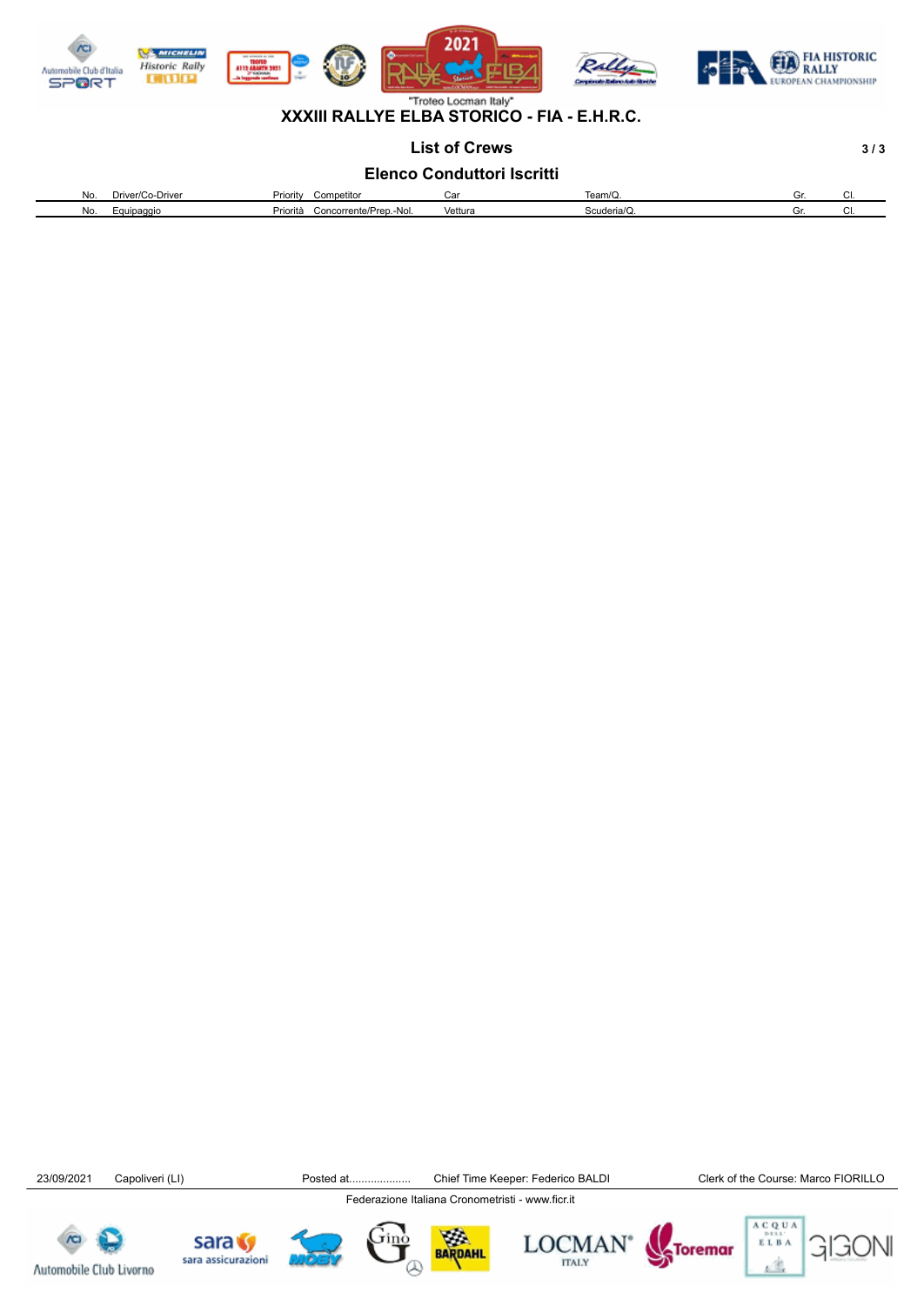"Trofeo Locman Italy"

# XXXIII RALLYE ELBA STORICO - FIA - E.H.R.C.

## List of Crews

## Elenco Conduttori Iscritti

| No. | Driver/Co-Driver | Priority | Competitor | Car | Team/Q. | Gr. | Cl. |
|---|---|---|---|---|---|---|---|
| No. | Equipaggio | Priorità | Concorrente/Prep.-Nol. | Vettura | Scuderia/Q. | Gr. | Cl. |

23/09/2021 Capoliveri (LI) Posted at.................... Chief Time Keeper: Federico BALDI Clerk of the Course: Marco FIORILLO

Federazione Italiana Cronometristi - www.ficr.it